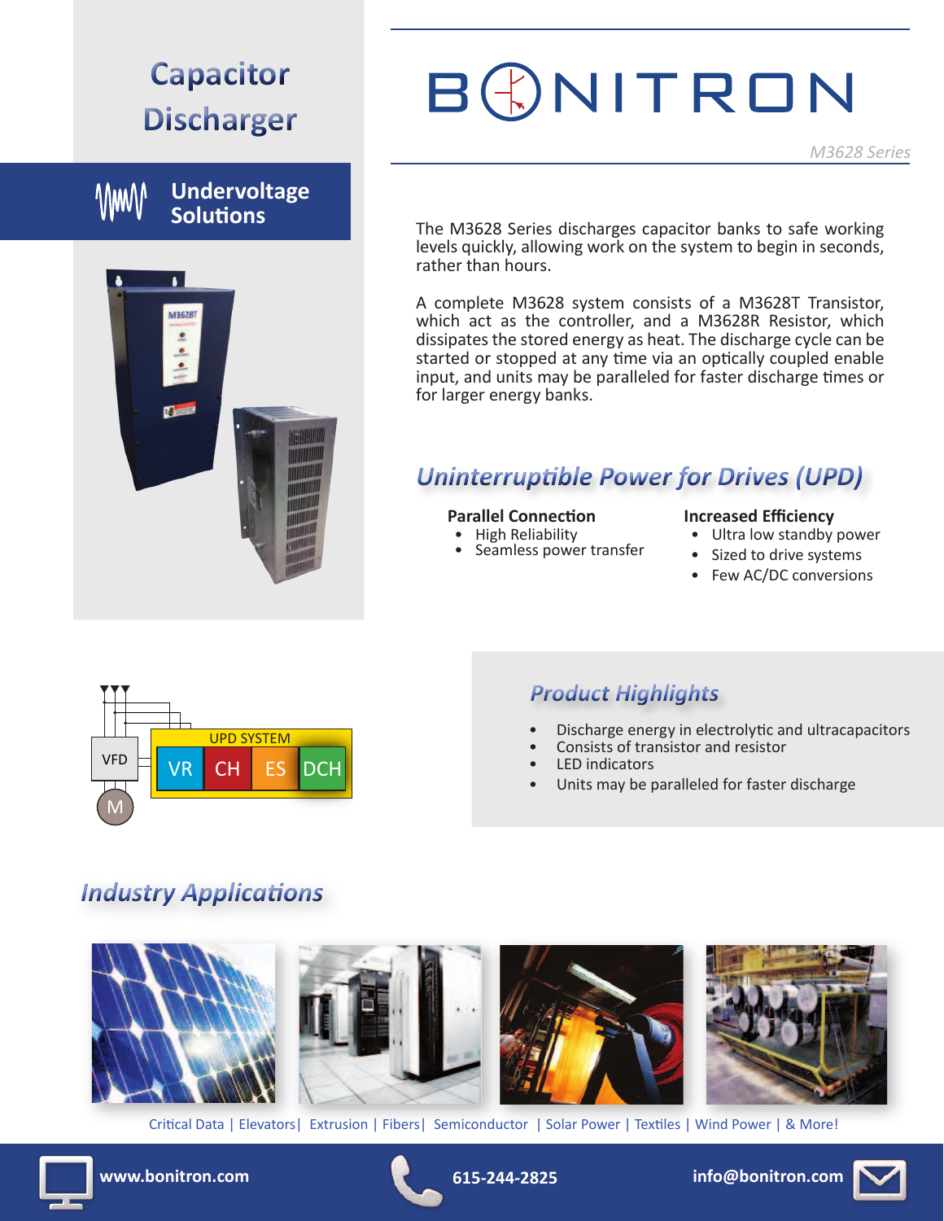# Capacitor Discharger

## Undervoltage Solutions

# BONITRON

*M3628 Series*

The M3628 Series discharges capacitor banks to safe working levels quickly, allowing work on the system to begin in seconds, rather than hours.

A complete M3628 system consists of a M3628T Transistor, which act as the controller, and a M3628R Resistor, which dissipates the stored energy as heat. The discharge cycle can be started or stopped at any time via an optically coupled enable input, and units may be paralleled for faster discharge times or for larger energy banks.

## *Uninterruptible Power for Drives (UPD)*

**Parallel Connection**
- High Reliability
- Seamless power transfer

**Increased Efficiency**
- Ultra low standby power
- Sized to drive systems
- Few AC/DC conversions

VFD — UPD SYSTEM: VR | CH | ES | DCH — M

## *Product Highlights*

- Discharge energy in electrolytic and ultracapacitors
- Consists of transistor and resistor
- LED indicators
- Units may be paralleled for faster discharge

## *Industry Applications*

Critical Data | Elevators | Extrusion | Fibers | Semiconductor | Solar Power | Textiles | Wind Power | & More!

www.bonitron.com | 615-244-2825 | info@bonitron.com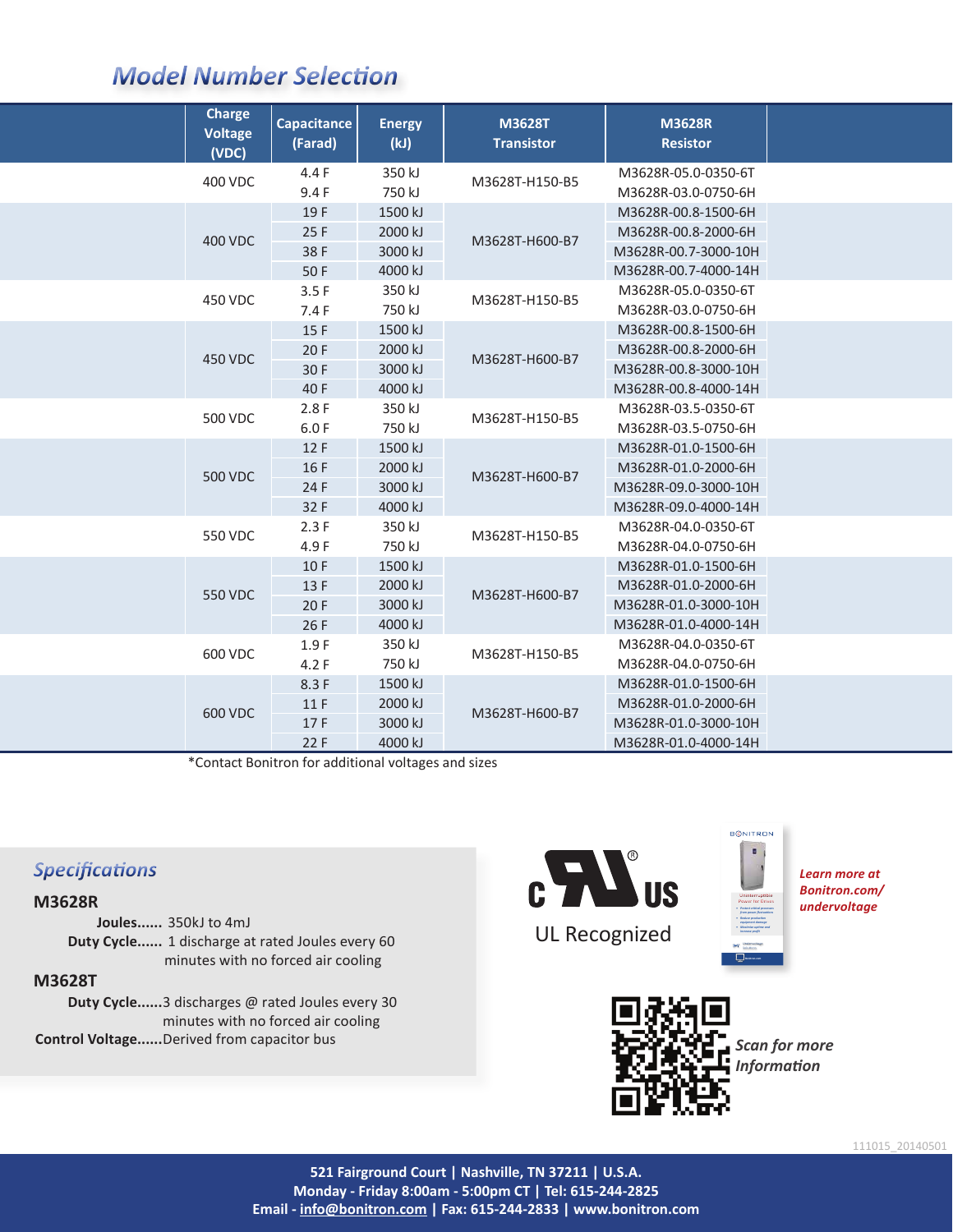## Model Number Selection

| Charge Voltage (VDC) | Capacitance (Farad) | Energy (kJ) | M3628T Transistor | M3628R Resistor |
|---|---|---|---|---|
| 400 VDC | 4.4 F | 350 kJ | M3628T-H150-B5 | M3628R-05.0-0350-6T |
| | 9.4 F | 750 kJ | | M3628R-03.0-0750-6H |
| 400 VDC | 19 F | 1500 kJ | M3628T-H600-B7 | M3628R-00.8-1500-6H |
| | 25 F | 2000 kJ | | M3628R-00.8-2000-6H |
| | 38 F | 3000 kJ | | M3628R-00.7-3000-10H |
| | 50 F | 4000 kJ | | M3628R-00.7-4000-14H |
| 450 VDC | 3.5 F | 350 kJ | M3628T-H150-B5 | M3628R-05.0-0350-6T |
| | 7.4 F | 750 kJ | | M3628R-03.0-0750-6H |
| 450 VDC | 15 F | 1500 kJ | M3628T-H600-B7 | M3628R-00.8-1500-6H |
| | 20 F | 2000 kJ | | M3628R-00.8-2000-6H |
| | 30 F | 3000 kJ | | M3628R-00.8-3000-10H |
| | 40 F | 4000 kJ | | M3628R-00.8-4000-14H |
| 500 VDC | 2.8 F | 350 kJ | M3628T-H150-B5 | M3628R-03.5-0350-6T |
| | 6.0 F | 750 kJ | | M3628R-03.5-0750-6H |
| 500 VDC | 12 F | 1500 kJ | M3628T-H600-B7 | M3628R-01.0-1500-6H |
| | 16 F | 2000 kJ | | M3628R-01.0-2000-6H |
| | 24 F | 3000 kJ | | M3628R-09.0-3000-10H |
| | 32 F | 4000 kJ | | M3628R-09.0-4000-14H |
| 550 VDC | 2.3 F | 350 kJ | M3628T-H150-B5 | M3628R-04.0-0350-6T |
| | 4.9 F | 750 kJ | | M3628R-04.0-0750-6H |
| 550 VDC | 10 F | 1500 kJ | M3628T-H600-B7 | M3628R-01.0-1500-6H |
| | 13 F | 2000 kJ | | M3628R-01.0-2000-6H |
| | 20 F | 3000 kJ | | M3628R-01.0-3000-10H |
| | 26 F | 4000 kJ | | M3628R-01.0-4000-14H |
| 600 VDC | 1.9 F | 350 kJ | M3628T-H150-B5 | M3628R-04.0-0350-6T |
| | 4.2 F | 750 kJ | | M3628R-04.0-0750-6H |
| 600 VDC | 8.3 F | 1500 kJ | M3628T-H600-B7 | M3628R-01.0-1500-6H |
| | 11 F | 2000 kJ | | M3628R-01.0-2000-6H |
| | 17 F | 3000 kJ | | M3628R-01.0-3000-10H |
| | 22 F | 4000 kJ | | M3628R-01.0-4000-14H |

*Contact Bonitron for additional voltages and sizes

## Specifications

### M3628R

**Joules......** 350kJ to 4mJ

**Duty Cycle......** 1 discharge at rated Joules every 60 minutes with no forced air cooling

### M3628T

**Duty Cycle......** 3 discharges @ rated Joules every 30 minutes with no forced air cooling

**Control Voltage......** Derived from capacitor bus

UL Recognized

*Learn more at Bonitron.com/undervoltage*

*Scan for more Information*

111015_20140501

**521 Fairground Court | Nashville, TN 37211 | U.S.A.**
**Monday - Friday 8:00am - 5:00pm CT | Tel: 615-244-2825**
**Email - info@bonitron.com | Fax: 615-244-2833 | www.bonitron.com**